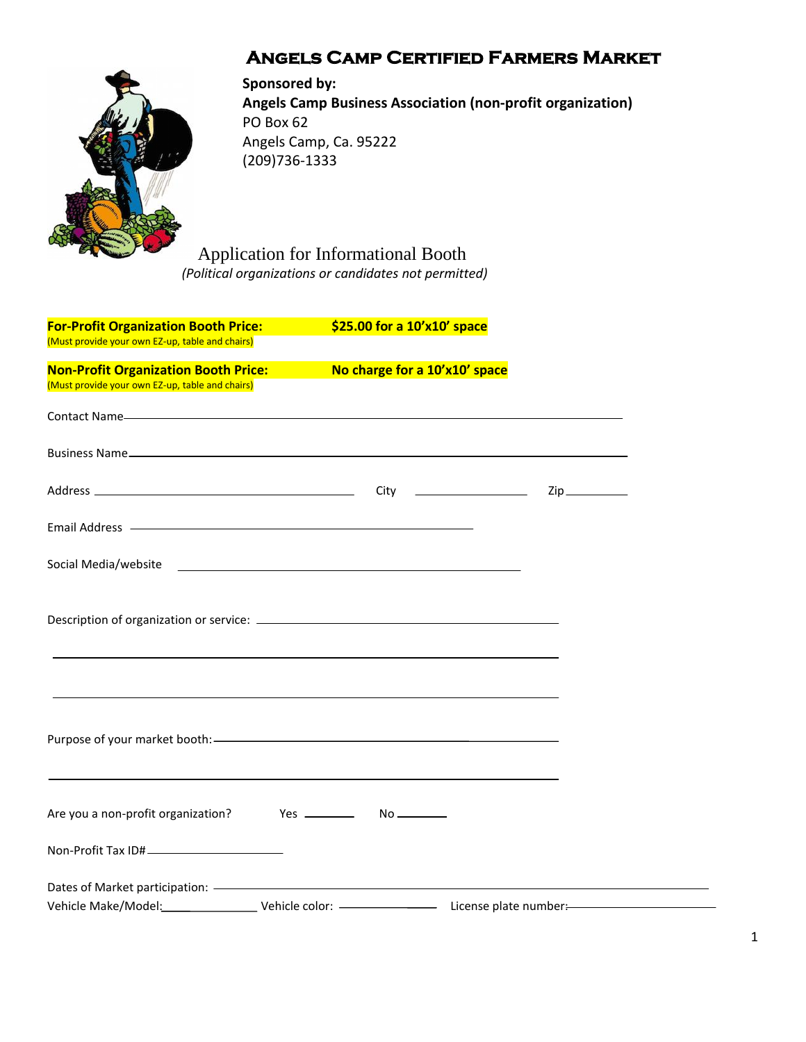# Angels Camp Certified Farmers Market

**Sponsored by:**
**Angels Camp Business Association (non-profit organization)**
PO Box 62
Angels Camp, Ca. 95222
(209)736-1333

## Application for Informational Booth

*(Political organizations or candidates not permitted)*

**For-Profit Organization Booth Price:** **$25.00 for a 10'x10' space**
(Must provide your own EZ-up, table and chairs)

**Non-Profit Organization Booth Price:** **No charge for a 10'x10' space**
(Must provide your own EZ-up, table and chairs)

Contact Name ____________________________________________

Business Name ____________________________________________

Address ______________________ City ______________ Zip ________

Email Address ______________________________

Social Media/website ______________________________

Description of organization or service: ______________________________

______________________________________________

______________________________________________

Purpose of your market booth: ______________________________

______________________________________________

Are you a non-profit organization? Yes ______ No ______

Non-Profit Tax ID# ______________

Dates of Market participation: ______________________________

Vehicle Make/Model: ____________ Vehicle color: ____________ License plate number: ____________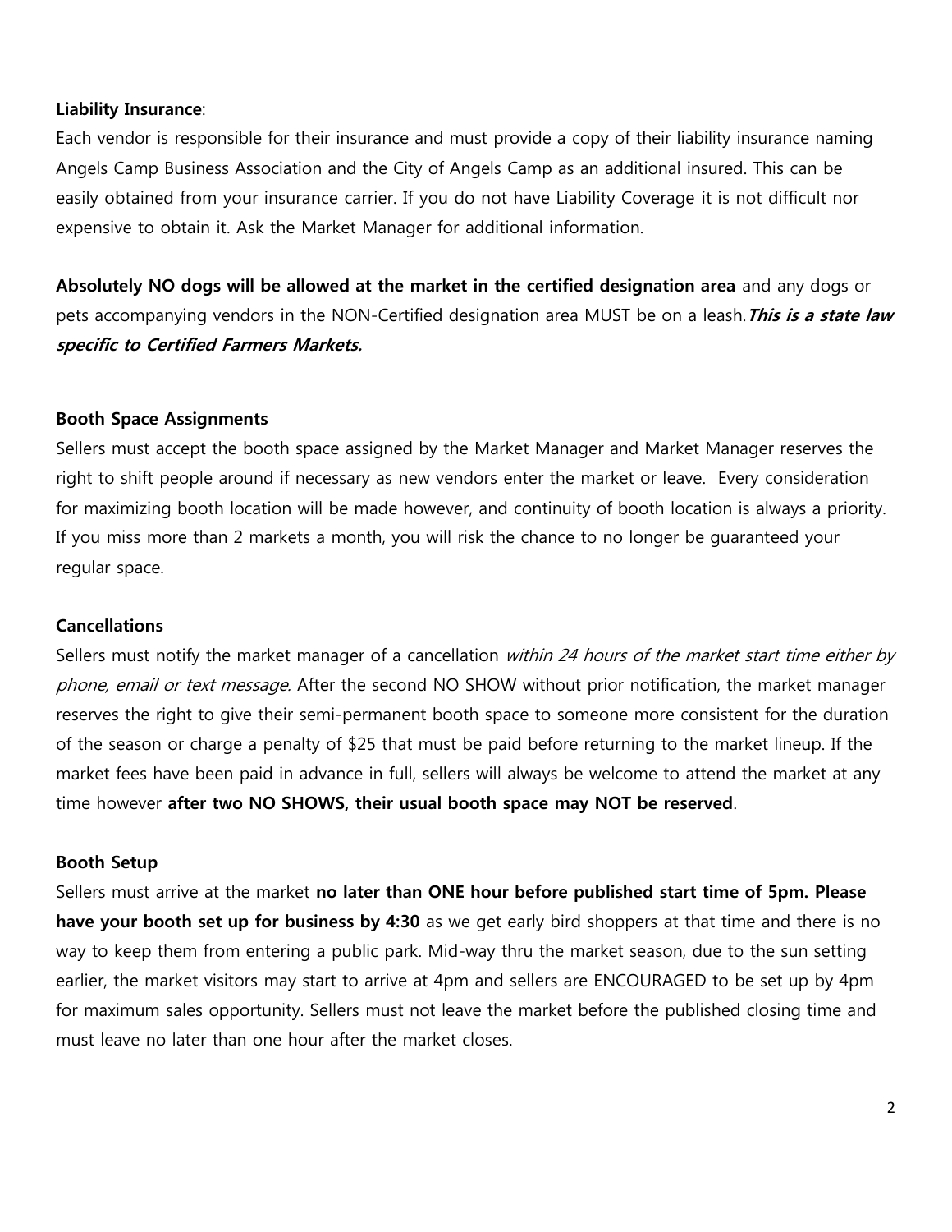**Liability Insurance**:
Each vendor is responsible for their insurance and must provide a copy of their liability insurance naming Angels Camp Business Association and the City of Angels Camp as an additional insured. This can be easily obtained from your insurance carrier. If you do not have Liability Coverage it is not difficult nor expensive to obtain it. Ask the Market Manager for additional information.

**Absolutely NO dogs will be allowed at the market in the certified designation area** and any dogs or pets accompanying vendors in the NON-Certified designation area MUST be on a leash. ***This is a state law specific to Certified Farmers Markets.***

**Booth Space Assignments**
Sellers must accept the booth space assigned by the Market Manager and Market Manager reserves the right to shift people around if necessary as new vendors enter the market or leave. Every consideration for maximizing booth location will be made however, and continuity of booth location is always a priority. If you miss more than 2 markets a month, you will risk the chance to no longer be guaranteed your regular space.

**Cancellations**
Sellers must notify the market manager of a cancellation *within 24 hours of the market start time either by phone, email or text message*. After the second NO SHOW without prior notification, the market manager reserves the right to give their semi-permanent booth space to someone more consistent for the duration of the season or charge a penalty of $25 that must be paid before returning to the market lineup. If the market fees have been paid in advance in full, sellers will always be welcome to attend the market at any time however **after two NO SHOWS, their usual booth space may NOT be reserved**.

**Booth Setup**
Sellers must arrive at the market **no later than ONE hour before published start time of 5pm. Please have your booth set up for business by 4:30** as we get early bird shoppers at that time and there is no way to keep them from entering a public park. Mid-way thru the market season, due to the sun setting earlier, the market visitors may start to arrive at 4pm and sellers are ENCOURAGED to be set up by 4pm for maximum sales opportunity. Sellers must not leave the market before the published closing time and must leave no later than one hour after the market closes.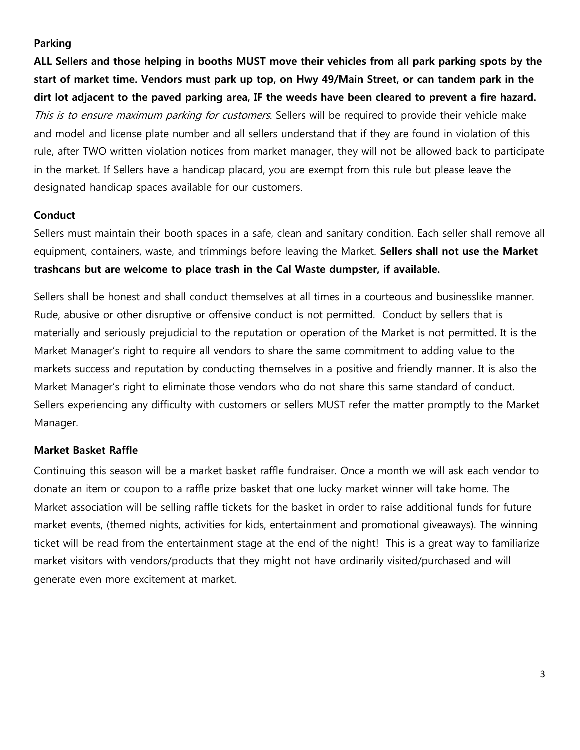**Parking**

**ALL Sellers and those helping in booths MUST move their vehicles from all park parking spots by the start of market time. Vendors must park up top, on Hwy 49/Main Street, or can tandem park in the dirt lot adjacent to the paved parking area, IF the weeds have been cleared to prevent a fire hazard.** *This is to ensure maximum parking for customers.* Sellers will be required to provide their vehicle make and model and license plate number and all sellers understand that if they are found in violation of this rule, after TWO written violation notices from market manager, they will not be allowed back to participate in the market. If Sellers have a handicap placard, you are exempt from this rule but please leave the designated handicap spaces available for our customers.

**Conduct**

Sellers must maintain their booth spaces in a safe, clean and sanitary condition. Each seller shall remove all equipment, containers, waste, and trimmings before leaving the Market. **Sellers shall not use the Market trashcans but are welcome to place trash in the Cal Waste dumpster, if available.**

Sellers shall be honest and shall conduct themselves at all times in a courteous and businesslike manner. Rude, abusive or other disruptive or offensive conduct is not permitted. Conduct by sellers that is materially and seriously prejudicial to the reputation or operation of the Market is not permitted. It is the Market Manager's right to require all vendors to share the same commitment to adding value to the markets success and reputation by conducting themselves in a positive and friendly manner. It is also the Market Manager's right to eliminate those vendors who do not share this same standard of conduct. Sellers experiencing any difficulty with customers or sellers MUST refer the matter promptly to the Market Manager.

**Market Basket Raffle**

Continuing this season will be a market basket raffle fundraiser. Once a month we will ask each vendor to donate an item or coupon to a raffle prize basket that one lucky market winner will take home. The Market association will be selling raffle tickets for the basket in order to raise additional funds for future market events, (themed nights, activities for kids, entertainment and promotional giveaways). The winning ticket will be read from the entertainment stage at the end of the night! This is a great way to familiarize market visitors with vendors/products that they might not have ordinarily visited/purchased and will generate even more excitement at market.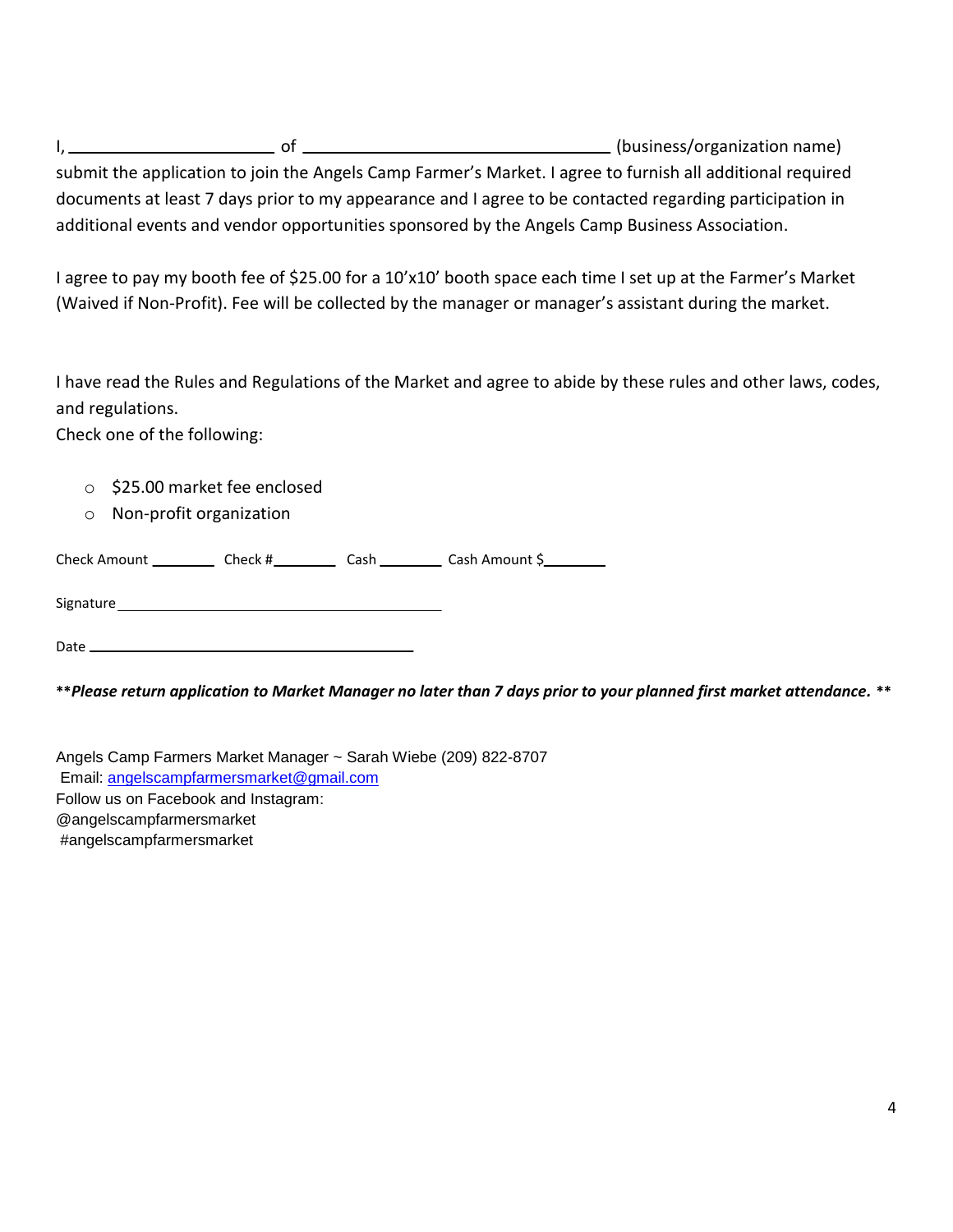I, ______________________ of ________________________________ (business/organization name) submit the application to join the Angels Camp Farmer's Market. I agree to furnish all additional required documents at least 7 days prior to my appearance and I agree to be contacted regarding participation in additional events and vendor opportunities sponsored by the Angels Camp Business Association.

I agree to pay my booth fee of $25.00 for a 10'x10' booth space each time I set up at the Farmer's Market (Waived if Non-Profit). Fee will be collected by the manager or manager's assistant during the market.

I have read the Rules and Regulations of the Market and agree to abide by these rules and other laws, codes, and regulations.
Check one of the following:

- ○ $25.00 market fee enclosed
- ○ Non-profit organization

Check Amount ________ Check #________ Cash ________ Cash Amount $________

Signature ________________________________________

Date ________________________________________

***Please return application to Market Manager no later than 7 days prior to your planned first market attendance.* ****

Angels Camp Farmers Market Manager ~ Sarah Wiebe (209) 822-8707
Email: angelscampfarmersmarket@gmail.com
Follow us on Facebook and Instagram:
@angelscampfarmersmarket
#angelscampfarmersmarket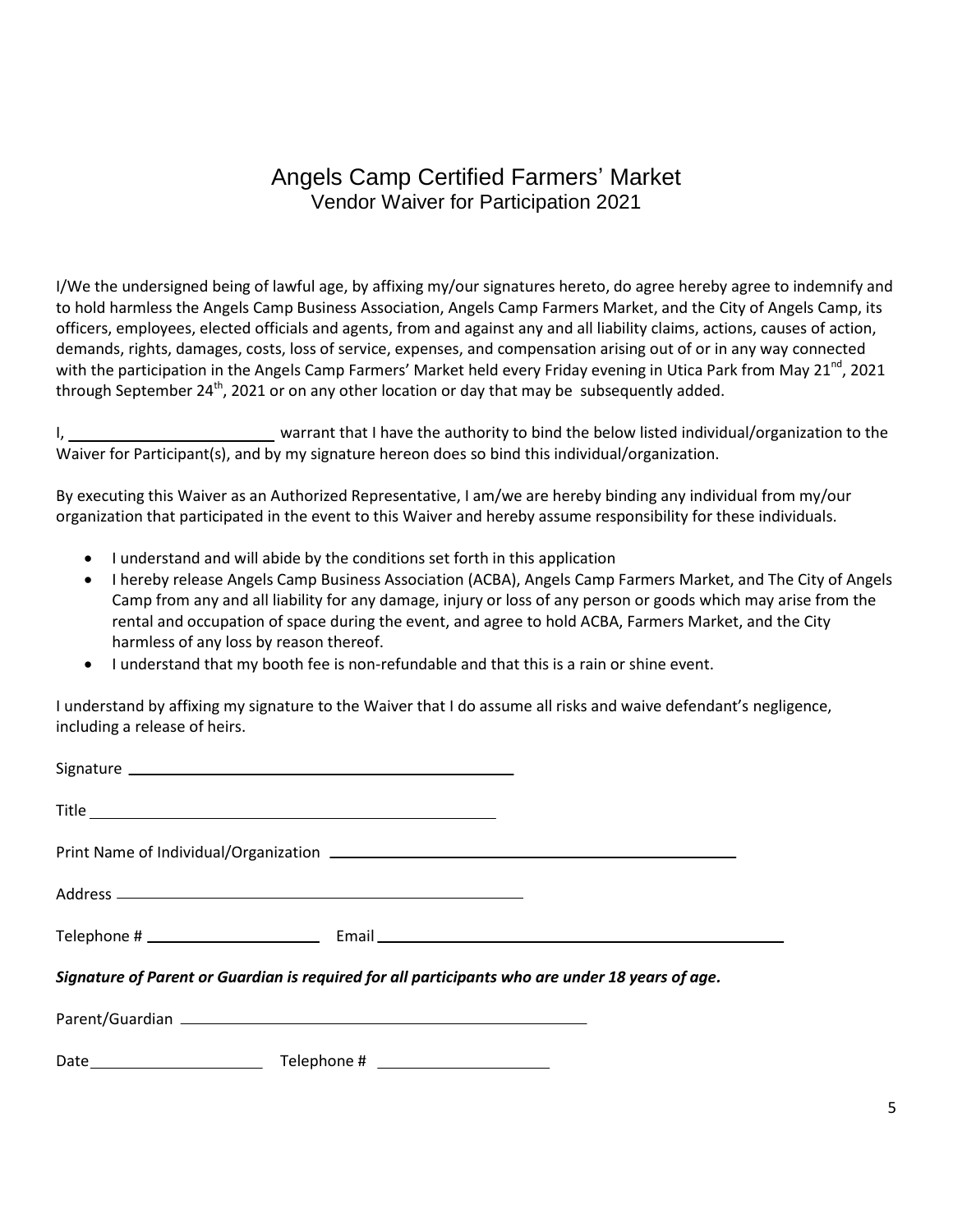# Angels Camp Certified Farmers' Market

## Vendor Waiver for Participation 2021

I/We the undersigned being of lawful age, by affixing my/our signatures hereto, do agree hereby agree to indemnify and to hold harmless the Angels Camp Business Association, Angels Camp Farmers Market, and the City of Angels Camp, its officers, employees, elected officials and agents, from and against any and all liability claims, actions, causes of action, demands, rights, damages, costs, loss of service, expenses, and compensation arising out of or in any way connected with the participation in the Angels Camp Farmers' Market held every Friday evening in Utica Park from May 21st, 2021 through September 24th, 2021 or on any other location or day that may be subsequently added.

I, \_\_\_\_\_\_\_\_\_\_\_\_\_\_\_\_\_\_\_\_\_\_\_\_ warrant that I have the authority to bind the below listed individual/organization to the Waiver for Participant(s), and by my signature hereon does so bind this individual/organization.

By executing this Waiver as an Authorized Representative, I am/we are hereby binding any individual from my/our organization that participated in the event to this Waiver and hereby assume responsibility for these individuals.

- I understand and will abide by the conditions set forth in this application
- I hereby release Angels Camp Business Association (ACBA), Angels Camp Farmers Market, and The City of Angels Camp from any and all liability for any damage, injury or loss of any person or goods which may arise from the rental and occupation of space during the event, and agree to hold ACBA, Farmers Market, and the City harmless of any loss by reason thereof.
- I understand that my booth fee is non-refundable and that this is a rain or shine event.

I understand by affixing my signature to the Waiver that I do assume all risks and waive defendant's negligence, including a release of heirs.

Signature \_\_\_\_\_\_\_\_\_\_\_\_\_\_\_\_\_\_\_\_\_\_\_\_\_\_\_\_\_\_\_\_\_\_\_\_\_\_\_\_

Title \_\_\_\_\_\_\_\_\_\_\_\_\_\_\_\_\_\_\_\_\_\_\_\_\_\_\_\_\_\_\_\_\_\_\_\_\_\_\_\_

Print Name of Individual/Organization \_\_\_\_\_\_\_\_\_\_\_\_\_\_\_\_\_\_\_\_\_\_\_\_\_\_\_\_\_\_\_\_\_\_\_\_\_\_\_\_

Address \_\_\_\_\_\_\_\_\_\_\_\_\_\_\_\_\_\_\_\_\_\_\_\_\_\_\_\_\_\_\_\_\_\_\_\_\_\_\_\_

Telephone # \_\_\_\_\_\_\_\_\_\_\_\_\_\_\_\_\_\_\_\_ Email \_\_\_\_\_\_\_\_\_\_\_\_\_\_\_\_\_\_\_\_\_\_\_\_\_\_\_\_\_\_\_\_\_\_\_\_\_\_\_\_

***Signature of Parent or Guardian is required for all participants who are under 18 years of age.***

Parent/Guardian \_\_\_\_\_\_\_\_\_\_\_\_\_\_\_\_\_\_\_\_\_\_\_\_\_\_\_\_\_\_\_\_\_\_\_\_\_\_\_\_

Date \_\_\_\_\_\_\_\_\_\_\_\_\_\_\_\_\_\_\_\_ Telephone # \_\_\_\_\_\_\_\_\_\_\_\_\_\_\_\_\_\_\_\_